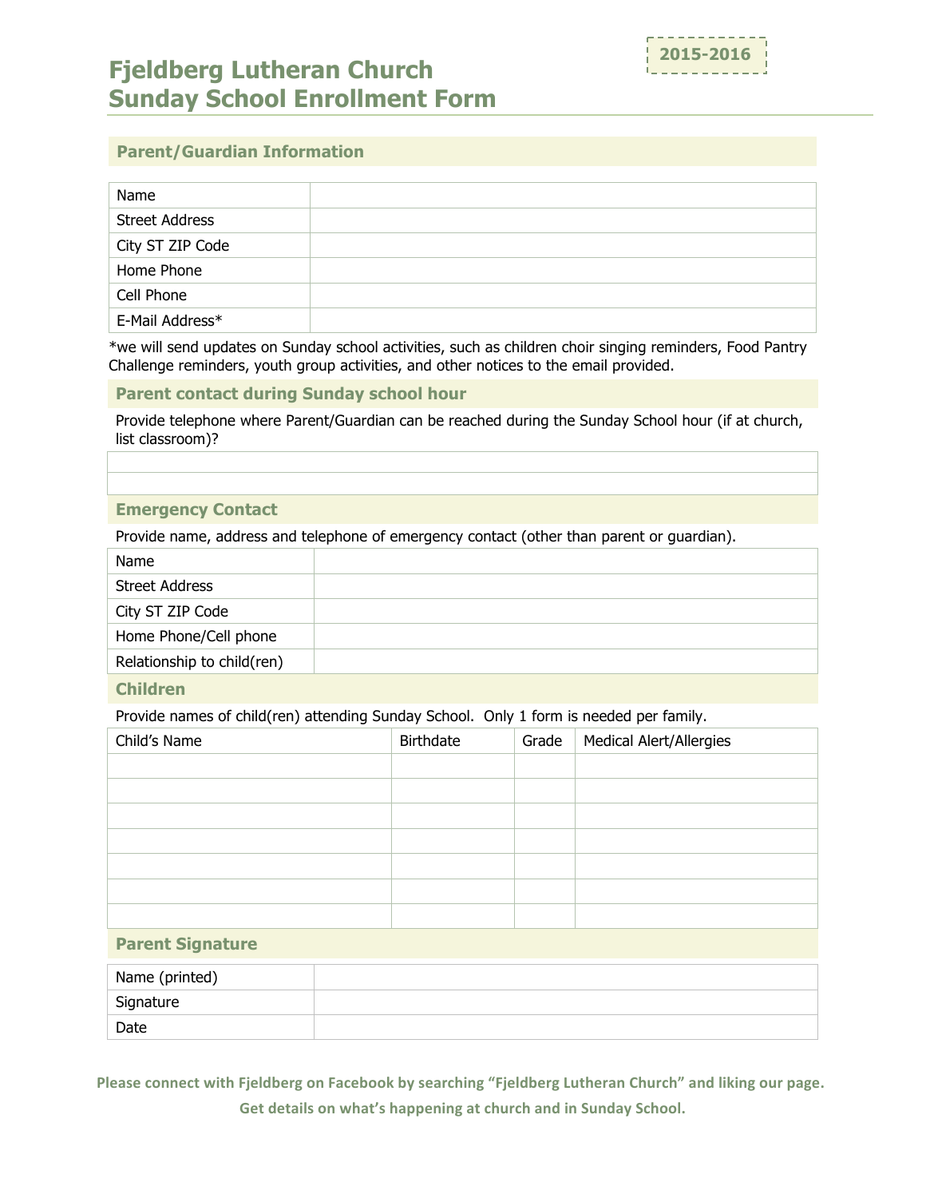2015-2016

# Fjeldberg Lutheran Church
# Sunday School Enrollment Form

## Parent/Guardian Information

| | |
|---|---|
| Name | |
| Street Address | |
| City ST ZIP Code | |
| Home Phone | |
| Cell Phone | |
| E-Mail Address* | |

*we will send updates on Sunday school activities, such as children choir singing reminders, Food Pantry Challenge reminders, youth group activities, and other notices to the email provided.

## Parent contact during Sunday school hour

Provide telephone where Parent/Guardian can be reached during the Sunday School hour (if at church, list classroom)?

| |
|---|
| |
| |

## Emergency Contact

Provide name, address and telephone of emergency contact (other than parent or guardian).

| | |
|---|---|
| Name | |
| Street Address | |
| City ST ZIP Code | |
| Home Phone/Cell phone | |
| Relationship to child(ren) | |

## Children

Provide names of child(ren) attending Sunday School. Only 1 form is needed per family.

| Child's Name | Birthdate | Grade | Medical Alert/Allergies |
|---|---|---|---|
| | | | |
| | | | |
| | | | |
| | | | |
| | | | |
| | | | |
| | | | |

## Parent Signature

| | |
|---|---|
| Name (printed) | |
| Signature | |
| Date | |

**Please connect with Fjeldberg on Facebook by searching "Fjeldberg Lutheran Church" and liking our page.**

**Get details on what's happening at church and in Sunday School.**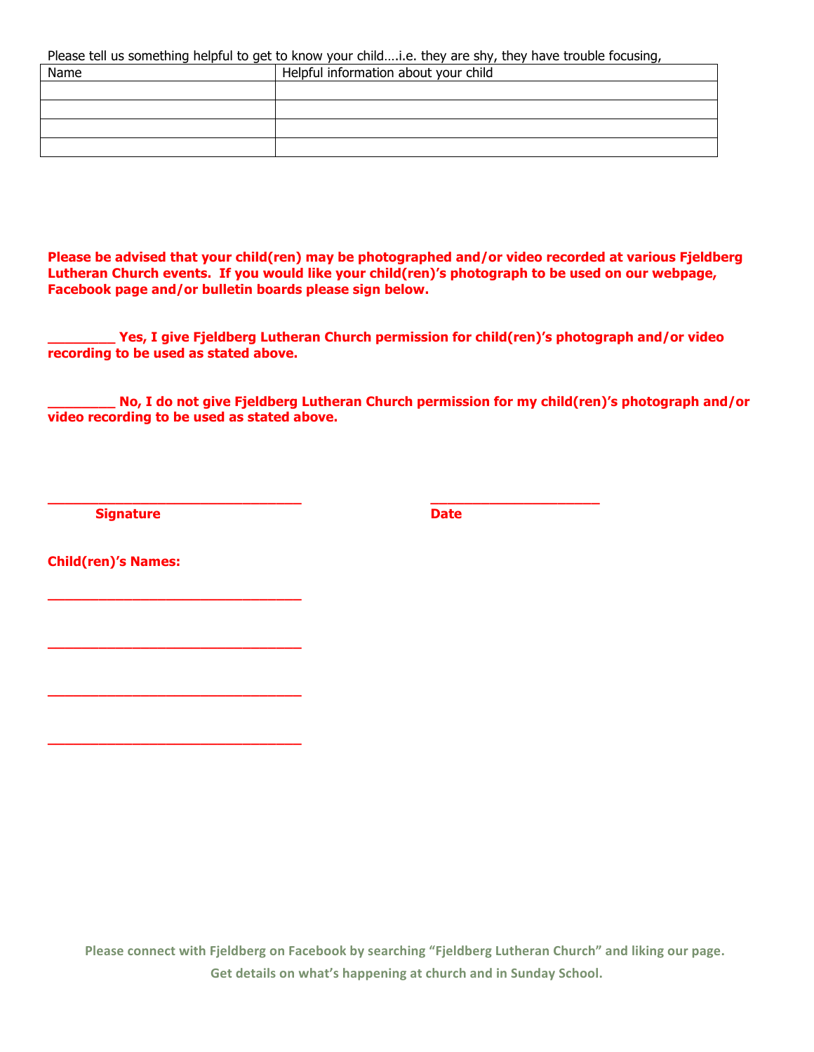Please tell us something helpful to get to know your child….i.e. they are shy, they have trouble focusing,

| Name | Helpful information about your child |
|---|---|
| | |
| | |
| | |
| | |

**Please be advised that your child(ren) may be photographed and/or video recorded at various Fjeldberg Lutheran Church events. If you would like your child(ren)'s photograph to be used on our webpage, Facebook page and/or bulletin boards please sign below.**

**________ Yes, I give Fjeldberg Lutheran Church permission for child(ren)'s photograph and/or video recording to be used as stated above.**

**________ No, I do not give Fjeldberg Lutheran Church permission for my child(ren)'s photograph and/or video recording to be used as stated above.**

**______________________________ ______________________**

**Signature Date**

**Child(ren)'s Names:**

**______________________________**

**______________________________**

**______________________________**

**______________________________**

**Please connect with Fjeldberg on Facebook by searching "Fjeldberg Lutheran Church" and liking our page.**

**Get details on what's happening at church and in Sunday School.**